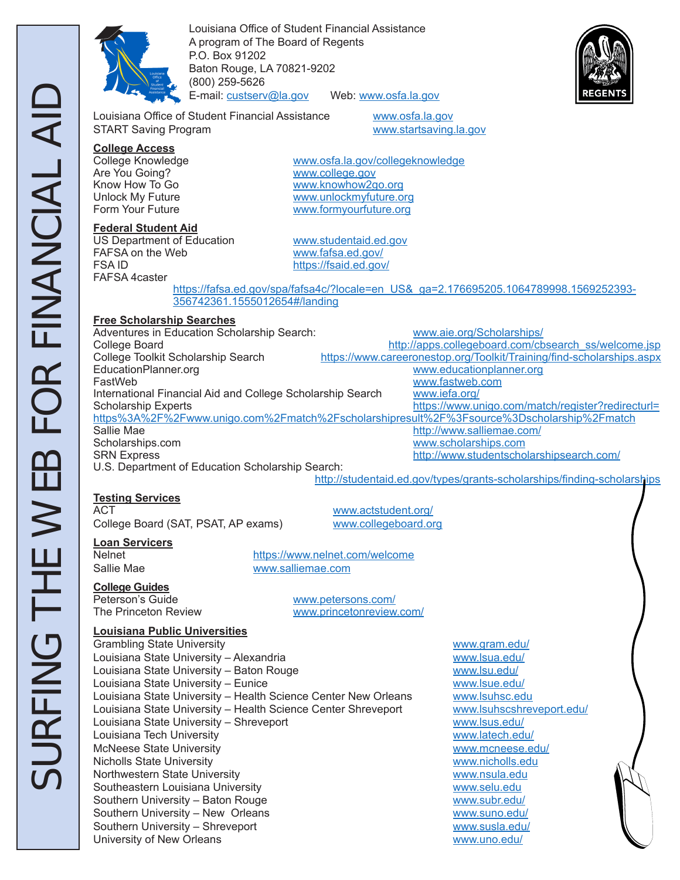# SURFING THE WEB FOR FINANCIAL AID

Louisiana Office of Student Financial Assistance
A program of The Board of Regents
P.O. Box 91202
Baton Rouge, LA 70821-9202
(800) 259-5626
E-mail: custserv@la.gov Web: www.osfa.la.gov

| | |
|---|---|
| Louisiana Office of Student Financial Assistance | www.osfa.la.gov |
| START Saving Program | www.startsaving.la.gov |

## College Access

| | |
|---|---|
| College Knowledge | www.osfa.la.gov/collegeknowledge |
| Are You Going? | www.college.gov |
| Know How To Go | www.knowhow2go.org |
| Unlock My Future | www.unlockmyfuture.org |
| Form Your Future | www.formyourfuture.org |

## Federal Student Aid

| | |
|---|---|
| US Department of Education | www.studentaid.ed.gov |
| FAFSA on the Web | www.fafsa.ed.gov/ |
| FSA ID | https://fsaid.ed.gov/ |
| FAFSA 4caster | https://fafsa.ed.gov/spa/fafsa4c/?locale=en_US&_ga=2.176695205.1064789998.1569252393-356742361.1555012654#/landing |

## Free Scholarship Searches

| | |
|---|---|
| Adventures in Education Scholarship Search: | www.aie.org/Scholarships/ |
| College Board | http://apps.collegeboard.com/cbsearch_ss/welcome.jsp |
| College Toolkit Scholarship Search | https://www.careeronestop.org/Toolkit/Training/find-scholarships.aspx |
| EducationPlanner.org | www.educationplanner.org |
| FastWeb | www.fastweb.com |
| International Financial Aid and College Scholarship Search | www.iefa.org/ |
| Scholarship Experts | https://www.unigo.com/match/register?redirecturl=https%3A%2F%2Fwww.unigo.com%2Fmatch%2Fscholarshipresult%2F%3Fsource%3Dscholarship%2Fmatch |
| Sallie Mae | http://www.salliemae.com/ |
| Scholarships.com | www.scholarships.com |
| SRN Express | http://www.studentscholarshipsearch.com/ |
| U.S. Department of Education Scholarship Search: | http://studentaid.ed.gov/types/grants-scholarships/finding-scholarships |

## Testing Services

| | |
|---|---|
| ACT | www.actstudent.org/ |
| College Board (SAT, PSAT, AP exams) | www.collegeboard.org |

## Loan Servicers

| | |
|---|---|
| Nelnet | https://www.nelnet.com/welcome |
| Sallie Mae | www.salliemae.com |

## College Guides

| | |
|---|---|
| Peterson's Guide | www.petersons.com/ |
| The Princeton Review | www.princetonreview.com/ |

## Louisiana Public Universities

| | |
|---|---|
| Grambling State University | www.gram.edu/ |
| Louisiana State University – Alexandria | www.lsua.edu/ |
| Louisiana State University – Baton Rouge | www.lsu.edu/ |
| Louisiana State University – Eunice | www.lsue.edu/ |
| Louisiana State University – Health Science Center New Orleans | www.lsuhsc.edu |
| Louisiana State University – Health Science Center Shreveport | www.lsuhscshreveport.edu/ |
| Louisiana State University – Shreveport | www.lsus.edu/ |
| Louisiana Tech University | www.latech.edu/ |
| McNeese State University | www.mcneese.edu/ |
| Nicholls State University | www.nicholls.edu |
| Northwestern State University | www.nsula.edu |
| Southeastern Louisiana University | www.selu.edu |
| Southern University – Baton Rouge | www.subr.edu/ |
| Southern University – New Orleans | www.suno.edu/ |
| Southern University – Shreveport | www.susla.edu/ |
| University of New Orleans | www.uno.edu/ |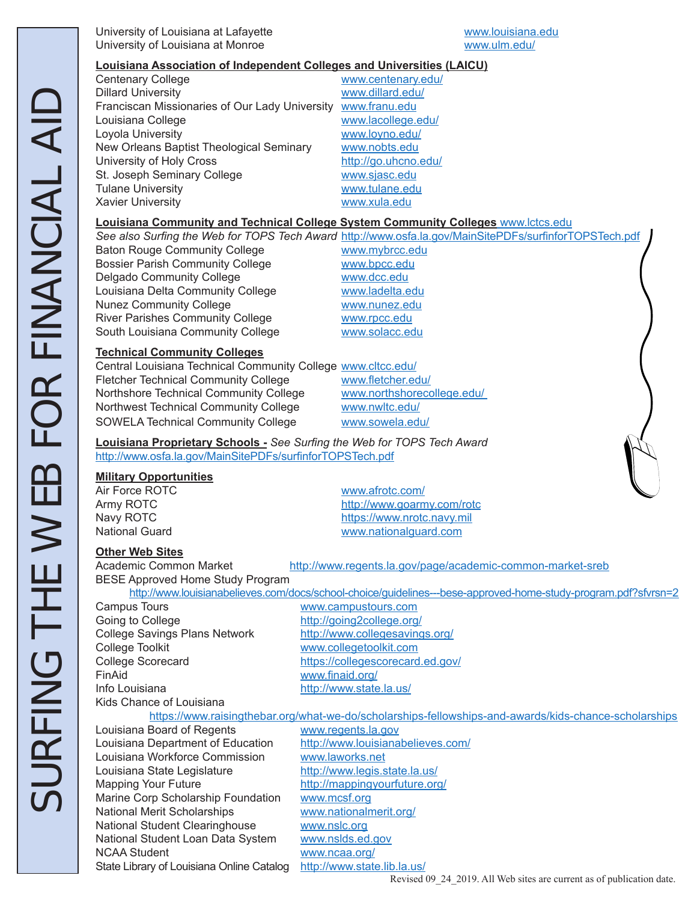University of Louisiana at Lafayette www.louisiana.edu
University of Louisiana at Monroe www.ulm.edu/

## Louisiana Association of Independent Colleges and Universities (LAICU)

| | |
|---|---|
| Centenary College | www.centenary.edu/ |
| Dillard University | www.dillard.edu/ |
| Franciscan Missionaries of Our Lady University | www.franu.edu |
| Louisiana College | www.lacollege.edu/ |
| Loyola University | www.loyno.edu/ |
| New Orleans Baptist Theological Seminary | www.nobts.edu |
| University of Holy Cross | http://go.uhcno.edu/ |
| St. Joseph Seminary College | www.sjasc.edu |
| Tulane University | www.tulane.edu |
| Xavier University | www.xula.edu |

## Louisiana Community and Technical College System Community Colleges www.lctcs.edu

*See also Surfing the Web for TOPS Tech Award* http://www.osfa.la.gov/MainSitePDFs/surfinforTOPSTech.pdf

| | |
|---|---|
| Baton Rouge Community College | www.mybrcc.edu |
| Bossier Parish Community College | www.bpcc.edu |
| Delgado Community College | www.dcc.edu |
| Louisiana Delta Community College | www.ladelta.edu |
| Nunez Community College | www.nunez.edu |
| River Parishes Community College | www.rpcc.edu |
| South Louisiana Community College | www.solacc.edu |

## Technical Community Colleges

| | |
|---|---|
| Central Louisiana Technical Community College | www.cltcc.edu/ |
| Fletcher Technical Community College | www.fletcher.edu/ |
| Northshore Technical Community College | www.northshorecollege.edu/ |
| Northwest Technical Community College | www.nwltc.edu/ |
| SOWELA Technical Community College | www.sowela.edu/ |

## Louisiana Proprietary Schools - *See Surfing the Web for TOPS Tech Award*

http://www.osfa.la.gov/MainSitePDFs/surfinforTOPSTech.pdf

## Military Opportunities

| | |
|---|---|
| Air Force ROTC | www.afrotc.com/ |
| Army ROTC | http://www.goarmy.com/rotc |
| Navy ROTC | https://www.nrotc.navy.mil |
| National Guard | www.nationalguard.com |

## Other Web Sites

| | |
|---|---|
| Academic Common Market | http://www.regents.la.gov/page/academic-common-market-sreb |
| BESE Approved Home Study Program | http://www.louisianabelieves.com/docs/school-choice/guidelines---bese-approved-home-study-program.pdf?sfvrsn=2 |
| Campus Tours | www.campustours.com |
| Going to College | http://going2college.org/ |
| College Savings Plans Network | http://www.collegesavings.org/ |
| College Toolkit | www.collegetoolkit.com |
| College Scorecard | https://collegescorecard.ed.gov/ |
| FinAid | www.finaid.org/ |
| Info Louisiana | http://www.state.la.us/ |
| Kids Chance of Louisiana | https://www.raisingthebar.org/what-we-do/scholarships-fellowships-and-awards/kids-chance-scholarships |
| Louisiana Board of Regents | www.regents.la.gov |
| Louisiana Department of Education | http://www.louisianabelieves.com/ |
| Louisiana Workforce Commission | www.laworks.net |
| Louisiana State Legislature | http://www.legis.state.la.us/ |
| Mapping Your Future | http://mappingyourfuture.org/ |
| Marine Corp Scholarship Foundation | www.mcsf.org |
| National Merit Scholarships | www.nationalmerit.org/ |
| National Student Clearinghouse | www.nslc.org |
| National Student Loan Data System | www.nslds.ed.gov |
| NCAA Student | www.ncaa.org/ |
| State Library of Louisiana Online Catalog | http://www.state.lib.la.us/ |

Revised 09_24_2019. All Web sites are current as of publication date.